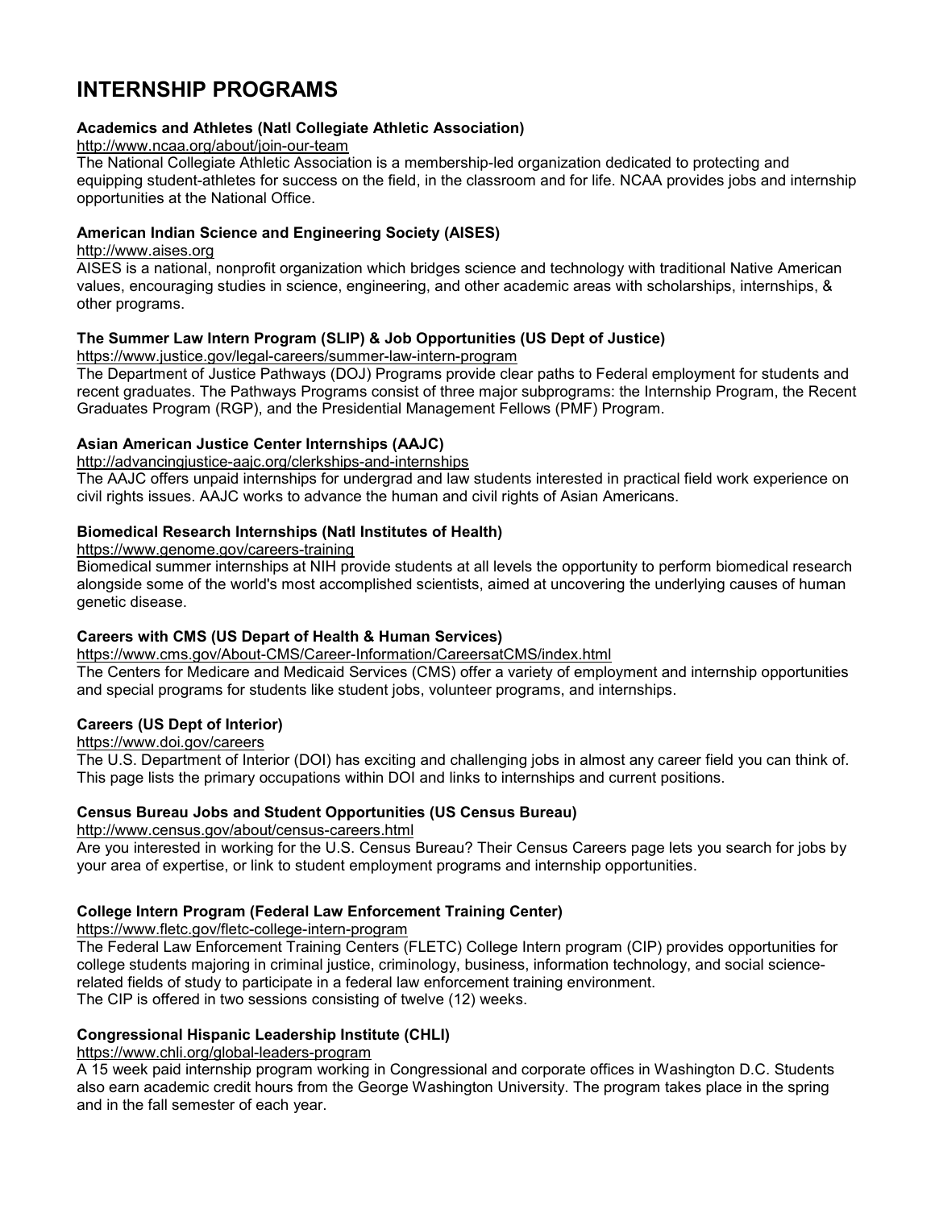# INTERNSHIP PROGRAMS

**Academics and Athletes (Natl Collegiate Athletic Association)**
http://www.ncaa.org/about/join-our-team
The National Collegiate Athletic Association is a membership-led organization dedicated to protecting and equipping student-athletes for success on the field, in the classroom and for life. NCAA provides jobs and internship opportunities at the National Office.

**American Indian Science and Engineering Society (AISES)**
http://www.aises.org
AISES is a national, nonprofit organization which bridges science and technology with traditional Native American values, encouraging studies in science, engineering, and other academic areas with scholarships, internships, & other programs.

**The Summer Law Intern Program (SLIP) & Job Opportunities (US Dept of Justice)**
https://www.justice.gov/legal-careers/summer-law-intern-program
The Department of Justice Pathways (DOJ) Programs provide clear paths to Federal employment for students and recent graduates. The Pathways Programs consist of three major subprograms: the Internship Program, the Recent Graduates Program (RGP), and the Presidential Management Fellows (PMF) Program.

**Asian American Justice Center Internships (AAJC)**
http://advancingjustice-aajc.org/clerkships-and-internships
The AAJC offers unpaid internships for undergrad and law students interested in practical field work experience on civil rights issues. AAJC works to advance the human and civil rights of Asian Americans.

**Biomedical Research Internships (Natl Institutes of Health)**
https://www.genome.gov/careers-training
Biomedical summer internships at NIH provide students at all levels the opportunity to perform biomedical research alongside some of the world's most accomplished scientists, aimed at uncovering the underlying causes of human genetic disease.

**Careers with CMS (US Depart of Health & Human Services)**
https://www.cms.gov/About-CMS/Career-Information/CareersatCMS/index.html
The Centers for Medicare and Medicaid Services (CMS) offer a variety of employment and internship opportunities and special programs for students like student jobs, volunteer programs, and internships.

**Careers (US Dept of Interior)**
https://www.doi.gov/careers
The U.S. Department of Interior (DOI) has exciting and challenging jobs in almost any career field you can think of. This page lists the primary occupations within DOI and links to internships and current positions.

**Census Bureau Jobs and Student Opportunities (US Census Bureau)**
http://www.census.gov/about/census-careers.html
Are you interested in working for the U.S. Census Bureau? Their Census Careers page lets you search for jobs by your area of expertise, or link to student employment programs and internship opportunities.

**College Intern Program (Federal Law Enforcement Training Center)**
https://www.fletc.gov/fletc-college-intern-program
The Federal Law Enforcement Training Centers (FLETC) College Intern program (CIP) provides opportunities for college students majoring in criminal justice, criminology, business, information technology, and social science-related fields of study to participate in a federal law enforcement training environment.
The CIP is offered in two sessions consisting of twelve (12) weeks.

**Congressional Hispanic Leadership Institute (CHLI)**
https://www.chli.org/global-leaders-program
A 15 week paid internship program working in Congressional and corporate offices in Washington D.C. Students also earn academic credit hours from the George Washington University. The program takes place in the spring and in the fall semester of each year.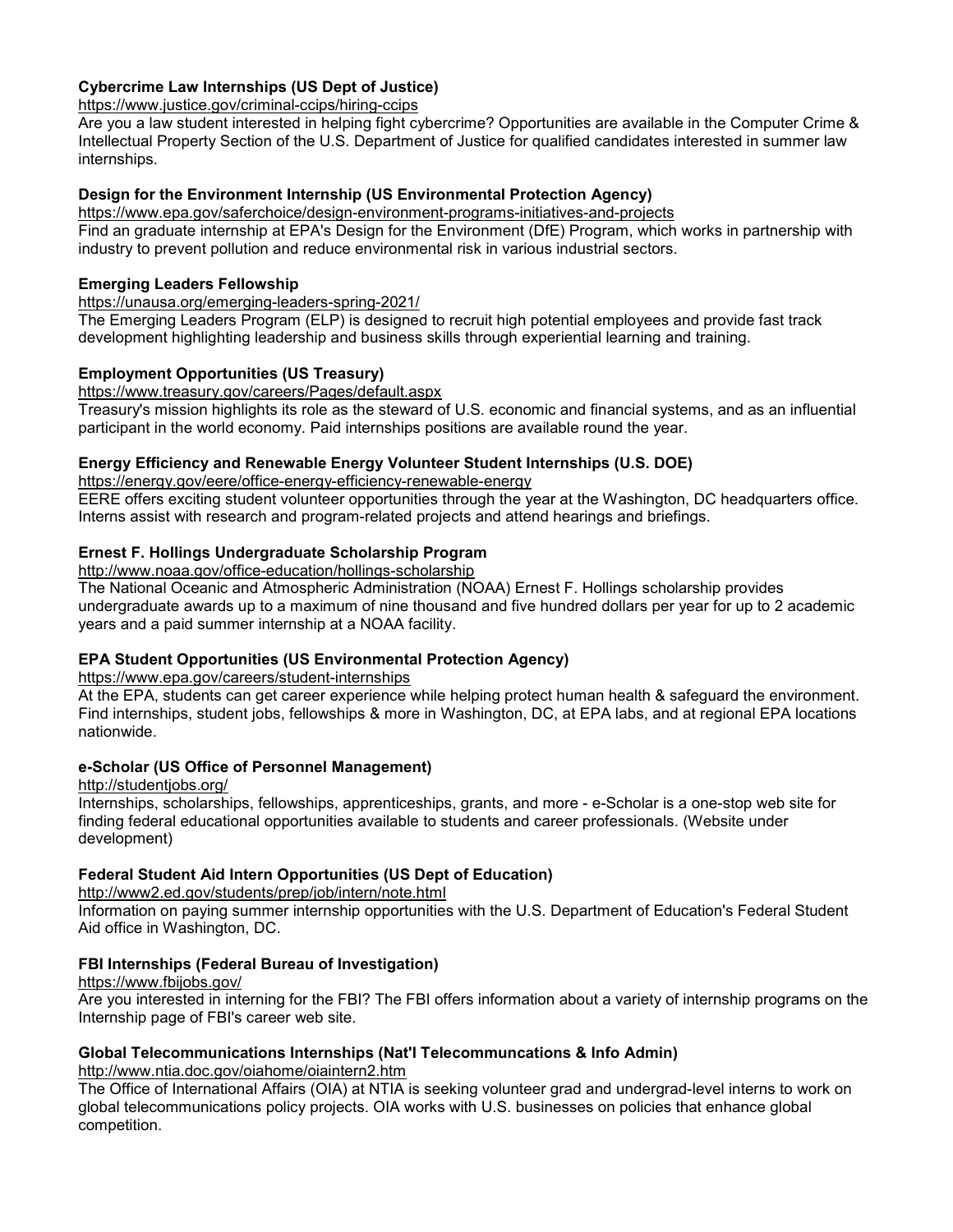**Cybercrime Law Internships (US Dept of Justice)**

https://www.justice.gov/criminal-ccips/hiring-ccips

Are you a law student interested in helping fight cybercrime? Opportunities are available in the Computer Crime & Intellectual Property Section of the U.S. Department of Justice for qualified candidates interested in summer law internships.

**Design for the Environment Internship (US Environmental Protection Agency)**

https://www.epa.gov/saferchoice/design-environment-programs-initiatives-and-projects

Find an graduate internship at EPA's Design for the Environment (DfE) Program, which works in partnership with industry to prevent pollution and reduce environmental risk in various industrial sectors.

**Emerging Leaders Fellowship**

https://unausa.org/emerging-leaders-spring-2021/

The Emerging Leaders Program (ELP) is designed to recruit high potential employees and provide fast track development highlighting leadership and business skills through experiential learning and training.

**Employment Opportunities (US Treasury)**

https://www.treasury.gov/careers/Pages/default.aspx

Treasury's mission highlights its role as the steward of U.S. economic and financial systems, and as an influential participant in the world economy. Paid internships positions are available round the year.

**Energy Efficiency and Renewable Energy Volunteer Student Internships (U.S. DOE)**

https://energy.gov/eere/office-energy-efficiency-renewable-energy

EERE offers exciting student volunteer opportunities through the year at the Washington, DC headquarters office. Interns assist with research and program-related projects and attend hearings and briefings.

**Ernest F. Hollings Undergraduate Scholarship Program**

http://www.noaa.gov/office-education/hollings-scholarship

The National Oceanic and Atmospheric Administration (NOAA) Ernest F. Hollings scholarship provides undergraduate awards up to a maximum of nine thousand and five hundred dollars per year for up to 2 academic years and a paid summer internship at a NOAA facility.

**EPA Student Opportunities (US Environmental Protection Agency)**

https://www.epa.gov/careers/student-internships

At the EPA, students can get career experience while helping protect human health & safeguard the environment. Find internships, student jobs, fellowships & more in Washington, DC, at EPA labs, and at regional EPA locations nationwide.

**e-Scholar (US Office of Personnel Management)**

http://studentjobs.org/

Internships, scholarships, fellowships, apprenticeships, grants, and more - e-Scholar is a one-stop web site for finding federal educational opportunities available to students and career professionals. (Website under development)

**Federal Student Aid Intern Opportunities (US Dept of Education)**

http://www2.ed.gov/students/prep/job/intern/note.html

Information on paying summer internship opportunities with the U.S. Department of Education's Federal Student Aid office in Washington, DC.

**FBI Internships (Federal Bureau of Investigation)**

https://www.fbijobs.gov/

Are you interested in interning for the FBI? The FBI offers information about a variety of internship programs on the Internship page of FBI's career web site.

**Global Telecommunications Internships (Nat'l Telecommuncations & Info Admin)**

http://www.ntia.doc.gov/oiahome/oiaintern2.htm

The Office of International Affairs (OIA) at NTIA is seeking volunteer grad and undergrad-level interns to work on global telecommunications policy projects. OIA works with U.S. businesses on policies that enhance global competition.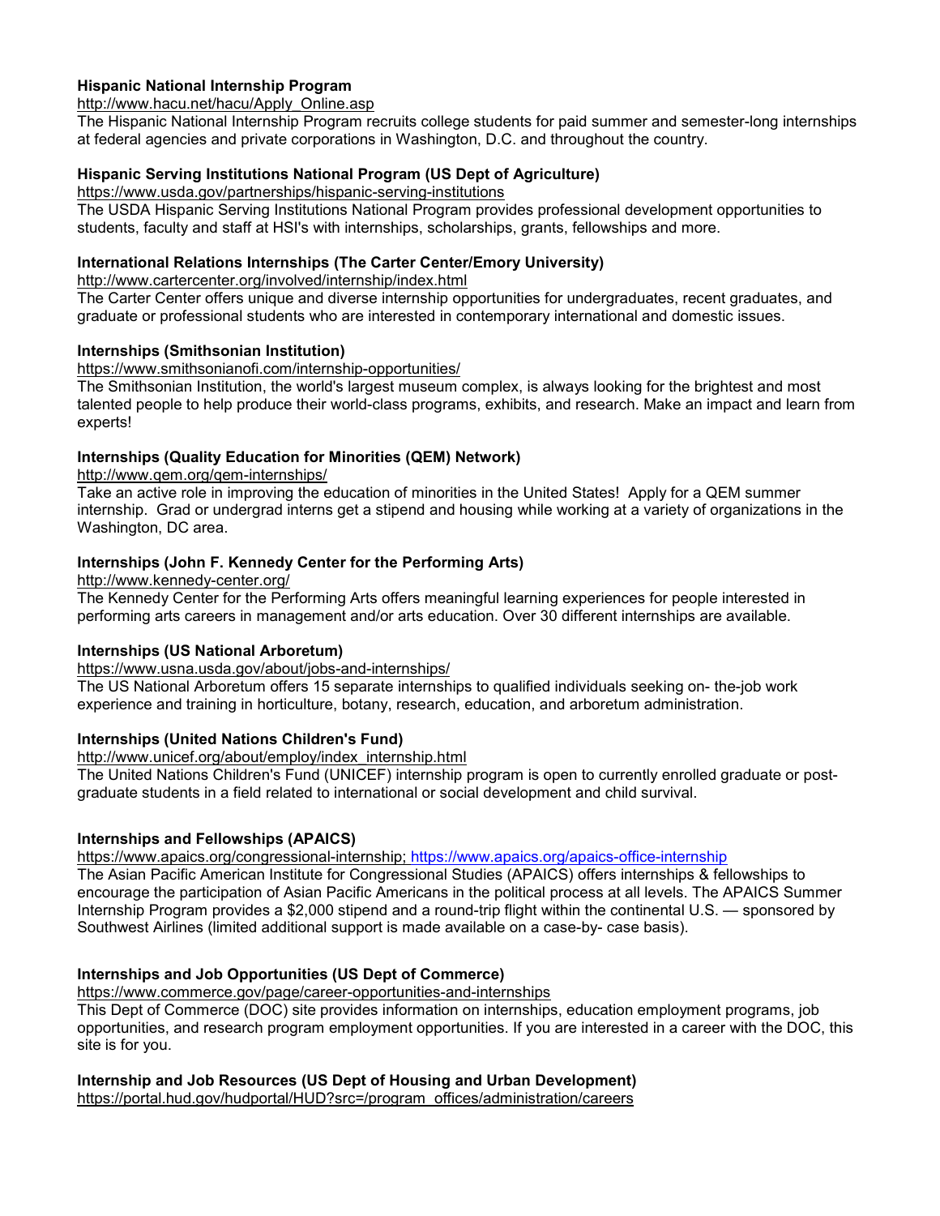**Hispanic National Internship Program**
http://www.hacu.net/hacu/Apply_Online.asp
The Hispanic National Internship Program recruits college students for paid summer and semester-long internships at federal agencies and private corporations in Washington, D.C. and throughout the country.

**Hispanic Serving Institutions National Program (US Dept of Agriculture)**
https://www.usda.gov/partnerships/hispanic-serving-institutions
The USDA Hispanic Serving Institutions National Program provides professional development opportunities to students, faculty and staff at HSI's with internships, scholarships, grants, fellowships and more.

**International Relations Internships (The Carter Center/Emory University)**
http://www.cartercenter.org/involved/internship/index.html
The Carter Center offers unique and diverse internship opportunities for undergraduates, recent graduates, and graduate or professional students who are interested in contemporary international and domestic issues.

**Internships (Smithsonian Institution)**
https://www.smithsonianofi.com/internship-opportunities/
The Smithsonian Institution, the world's largest museum complex, is always looking for the brightest and most talented people to help produce their world-class programs, exhibits, and research. Make an impact and learn from experts!

**Internships (Quality Education for Minorities (QEM) Network)**
http://www.qem.org/qem-internships/
Take an active role in improving the education of minorities in the United States! Apply for a QEM summer internship. Grad or undergrad interns get a stipend and housing while working at a variety of organizations in the Washington, DC area.

**Internships (John F. Kennedy Center for the Performing Arts)**
http://www.kennedy-center.org/
The Kennedy Center for the Performing Arts offers meaningful learning experiences for people interested in performing arts careers in management and/or arts education. Over 30 different internships are available.

**Internships (US National Arboretum)**
https://www.usna.usda.gov/about/jobs-and-internships/
The US National Arboretum offers 15 separate internships to qualified individuals seeking on- the-job work experience and training in horticulture, botany, research, education, and arboretum administration.

**Internships (United Nations Children's Fund)**
http://www.unicef.org/about/employ/index_internship.html
The United Nations Children's Fund (UNICEF) internship program is open to currently enrolled graduate or post-graduate students in a field related to international or social development and child survival.

**Internships and Fellowships (APAICS)**
https://www.apaics.org/congressional-internship; https://www.apaics.org/apaics-office-internship
The Asian Pacific American Institute for Congressional Studies (APAICS) offers internships & fellowships to encourage the participation of Asian Pacific Americans in the political process at all levels. The APAICS Summer Internship Program provides a $2,000 stipend and a round-trip flight within the continental U.S. — sponsored by Southwest Airlines (limited additional support is made available on a case-by- case basis).

**Internships and Job Opportunities (US Dept of Commerce)**
https://www.commerce.gov/page/career-opportunities-and-internships
This Dept of Commerce (DOC) site provides information on internships, education employment programs, job opportunities, and research program employment opportunities. If you are interested in a career with the DOC, this site is for you.

**Internship and Job Resources (US Dept of Housing and Urban Development)**
https://portal.hud.gov/hudportal/HUD?src=/program_offices/administration/careers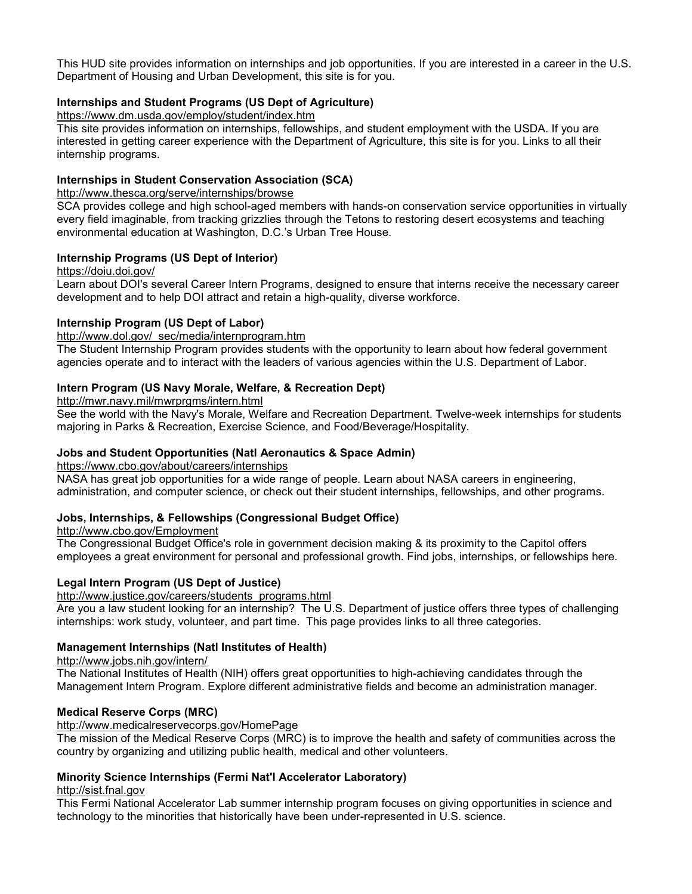This HUD site provides information on internships and job opportunities. If you are interested in a career in the U.S. Department of Housing and Urban Development, this site is for you.

**Internships and Student Programs (US Dept of Agriculture)**
https://www.dm.usda.gov/employ/student/index.htm
This site provides information on internships, fellowships, and student employment with the USDA. If you are interested in getting career experience with the Department of Agriculture, this site is for you. Links to all their internship programs.

**Internships in Student Conservation Association (SCA)**
http://www.thesca.org/serve/internships/browse
SCA provides college and high school-aged members with hands-on conservation service opportunities in virtually every field imaginable, from tracking grizzlies through the Tetons to restoring desert ecosystems and teaching environmental education at Washington, D.C.'s Urban Tree House.

**Internship Programs (US Dept of Interior)**
https://doiu.doi.gov/
Learn about DOI's several Career Intern Programs, designed to ensure that interns receive the necessary career development and to help DOI attract and retain a high-quality, diverse workforce.

**Internship Program (US Dept of Labor)**
http://www.dol.gov/_sec/media/internprogram.htm
The Student Internship Program provides students with the opportunity to learn about how federal government agencies operate and to interact with the leaders of various agencies within the U.S. Department of Labor.

**Intern Program (US Navy Morale, Welfare, & Recreation Dept)**
http://mwr.navy.mil/mwrprgms/intern.html
See the world with the Navy's Morale, Welfare and Recreation Department. Twelve-week internships for students majoring in Parks & Recreation, Exercise Science, and Food/Beverage/Hospitality.

**Jobs and Student Opportunities (Natl Aeronautics & Space Admin)**
https://www.cbo.gov/about/careers/internships
NASA has great job opportunities for a wide range of people. Learn about NASA careers in engineering, administration, and computer science, or check out their student internships, fellowships, and other programs.

**Jobs, Internships, & Fellowships (Congressional Budget Office)**
http://www.cbo.gov/Employment
The Congressional Budget Office's role in government decision making & its proximity to the Capitol offers employees a great environment for personal and professional growth. Find jobs, internships, or fellowships here.

**Legal Intern Program (US Dept of Justice)**
http://www.justice.gov/careers/students_programs.html
Are you a law student looking for an internship? The U.S. Department of justice offers three types of challenging internships: work study, volunteer, and part time. This page provides links to all three categories.

**Management Internships (Natl Institutes of Health)**
http://www.jobs.nih.gov/intern/
The National Institutes of Health (NIH) offers great opportunities to high-achieving candidates through the Management Intern Program. Explore different administrative fields and become an administration manager.

**Medical Reserve Corps (MRC)**
http://www.medicalreservecorps.gov/HomePage
The mission of the Medical Reserve Corps (MRC) is to improve the health and safety of communities across the country by organizing and utilizing public health, medical and other volunteers.

**Minority Science Internships (Fermi Nat'l Accelerator Laboratory)**
http://sist.fnal.gov
This Fermi National Accelerator Lab summer internship program focuses on giving opportunities in science and technology to the minorities that historically have been under-represented in U.S. science.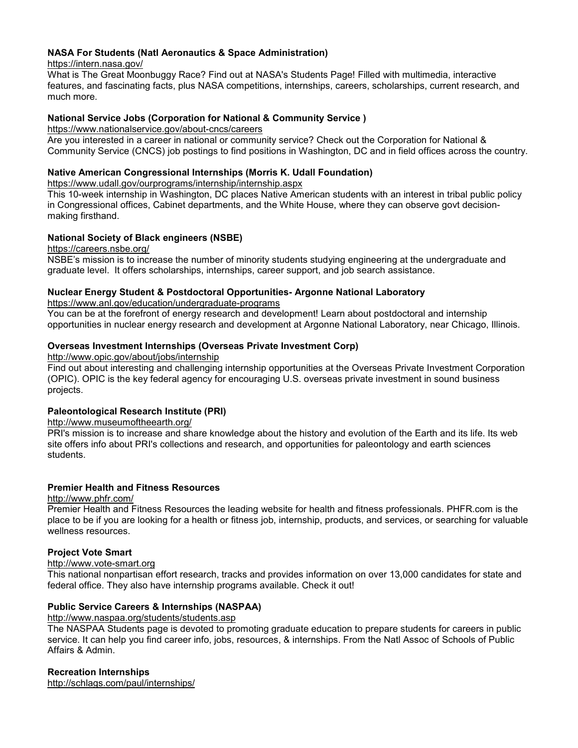**NASA For Students (Natl Aeronautics & Space Administration)**
https://intern.nasa.gov/
What is The Great Moonbuggy Race? Find out at NASA's Students Page! Filled with multimedia, interactive features, and fascinating facts, plus NASA competitions, internships, careers, scholarships, current research, and much more.

**National Service Jobs (Corporation for National & Community Service )**
https://www.nationalservice.gov/about-cncs/careers
Are you interested in a career in national or community service? Check out the Corporation for National & Community Service (CNCS) job postings to find positions in Washington, DC and in field offices across the country.

**Native American Congressional Internships (Morris K. Udall Foundation)**
https://www.udall.gov/ourprograms/internship/internship.aspx
This 10-week internship in Washington, DC places Native American students with an interest in tribal public policy in Congressional offices, Cabinet departments, and the White House, where they can observe govt decision-making firsthand.

**National Society of Black engineers (NSBE)**
https://careers.nsbe.org/
NSBE's mission is to increase the number of minority students studying engineering at the undergraduate and graduate level. It offers scholarships, internships, career support, and job search assistance.

**Nuclear Energy Student & Postdoctoral Opportunities- Argonne National Laboratory**
https://www.anl.gov/education/undergraduate-programs
You can be at the forefront of energy research and development! Learn about postdoctoral and internship opportunities in nuclear energy research and development at Argonne National Laboratory, near Chicago, Illinois.

**Overseas Investment Internships (Overseas Private Investment Corp)**
http://www.opic.gov/about/jobs/internship
Find out about interesting and challenging internship opportunities at the Overseas Private Investment Corporation (OPIC). OPIC is the key federal agency for encouraging U.S. overseas private investment in sound business projects.

**Paleontological Research Institute (PRI)**
http://www.museumoftheearth.org/
PRI's mission is to increase and share knowledge about the history and evolution of the Earth and its life. Its web site offers info about PRI's collections and research, and opportunities for paleontology and earth sciences students.

**Premier Health and Fitness Resources**
http://www.phfr.com/
Premier Health and Fitness Resources the leading website for health and fitness professionals. PHFR.com is the place to be if you are looking for a health or fitness job, internship, products, and services, or searching for valuable wellness resources.

**Project Vote Smart**
http://www.vote-smart.org
This national nonpartisan effort research, tracks and provides information on over 13,000 candidates for state and federal office. They also have internship programs available. Check it out!

**Public Service Careers & Internships (NASPAA)**
http://www.naspaa.org/students/students.asp
The NASPAA Students page is devoted to promoting graduate education to prepare students for careers in public service. It can help you find career info, jobs, resources, & internships. From the Natl Assoc of Schools of Public Affairs & Admin.

**Recreation Internships**
http://schlags.com/paul/internships/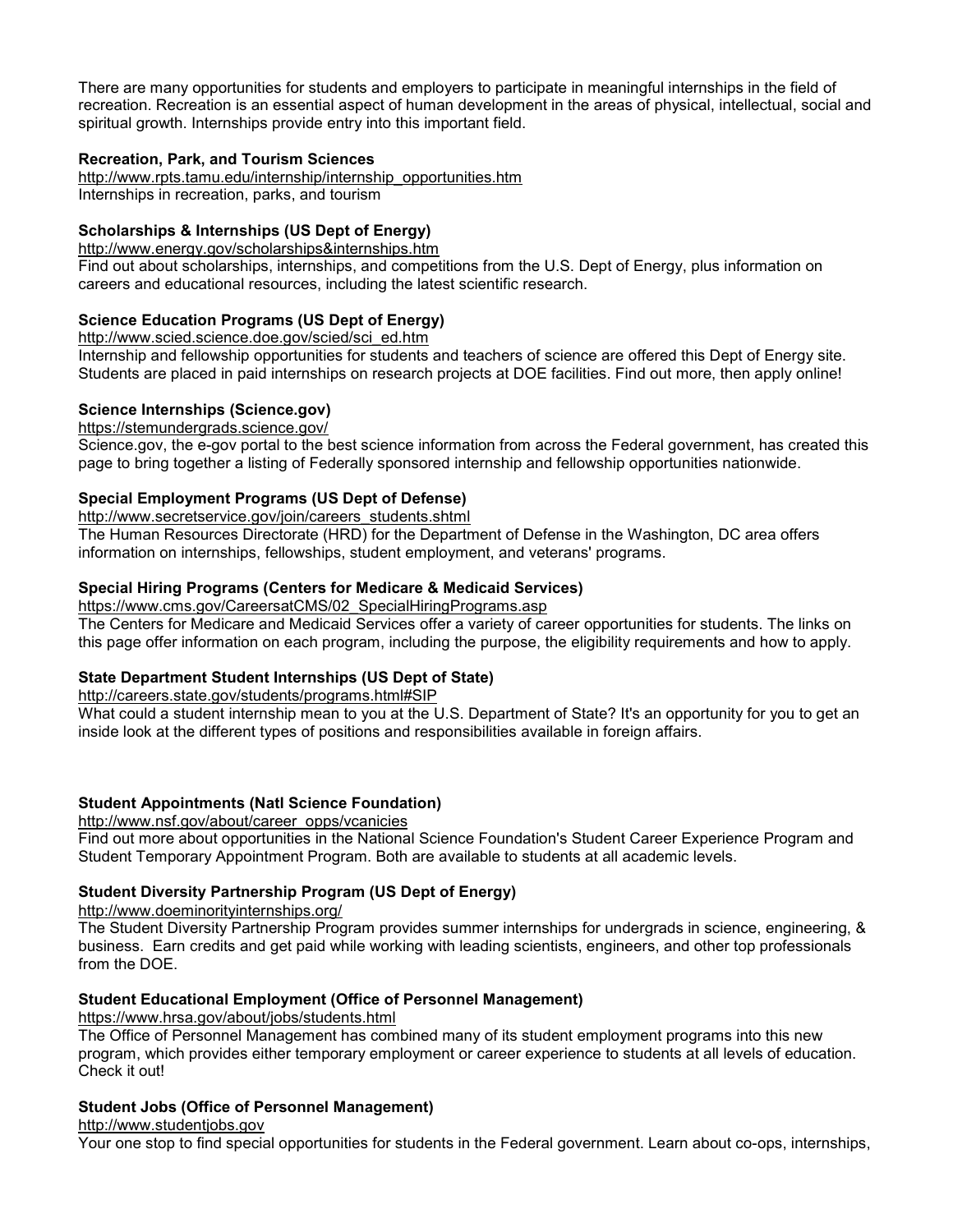There are many opportunities for students and employers to participate in meaningful internships in the field of recreation. Recreation is an essential aspect of human development in the areas of physical, intellectual, social and spiritual growth. Internships provide entry into this important field.

**Recreation, Park, and Tourism Sciences**
http://www.rpts.tamu.edu/internship/internship_opportunities.htm
Internships in recreation, parks, and tourism

**Scholarships & Internships (US Dept of Energy)**
http://www.energy.gov/scholarships&internships.htm
Find out about scholarships, internships, and competitions from the U.S. Dept of Energy, plus information on careers and educational resources, including the latest scientific research.

**Science Education Programs (US Dept of Energy)**
http://www.scied.science.doe.gov/scied/sci_ed.htm
Internship and fellowship opportunities for students and teachers of science are offered this Dept of Energy site. Students are placed in paid internships on research projects at DOE facilities. Find out more, then apply online!

**Science Internships (Science.gov)**
https://stemundergrads.science.gov/
Science.gov, the e-gov portal to the best science information from across the Federal government, has created this page to bring together a listing of Federally sponsored internship and fellowship opportunities nationwide.

**Special Employment Programs (US Dept of Defense)**
http://www.secretservice.gov/join/careers_students.shtml
The Human Resources Directorate (HRD) for the Department of Defense in the Washington, DC area offers information on internships, fellowships, student employment, and veterans' programs.

**Special Hiring Programs (Centers for Medicare & Medicaid Services)**
https://www.cms.gov/CareersatCMS/02_SpecialHiringPrograms.asp
The Centers for Medicare and Medicaid Services offer a variety of career opportunities for students. The links on this page offer information on each program, including the purpose, the eligibility requirements and how to apply.

**State Department Student Internships (US Dept of State)**
http://careers.state.gov/students/programs.html#SIP
What could a student internship mean to you at the U.S. Department of State? It's an opportunity for you to get an inside look at the different types of positions and responsibilities available in foreign affairs.

**Student Appointments (Natl Science Foundation)**
http://www.nsf.gov/about/career_opps/vcanicies
Find out more about opportunities in the National Science Foundation's Student Career Experience Program and Student Temporary Appointment Program. Both are available to students at all academic levels.

**Student Diversity Partnership Program (US Dept of Energy)**
http://www.doeminorityinternships.org/
The Student Diversity Partnership Program provides summer internships for undergrads in science, engineering, & business. Earn credits and get paid while working with leading scientists, engineers, and other top professionals from the DOE.

**Student Educational Employment (Office of Personnel Management)**
https://www.hrsa.gov/about/jobs/students.html
The Office of Personnel Management has combined many of its student employment programs into this new program, which provides either temporary employment or career experience to students at all levels of education. Check it out!

**Student Jobs (Office of Personnel Management)**
http://www.studentjobs.gov
Your one stop to find special opportunities for students in the Federal government. Learn about co-ops, internships,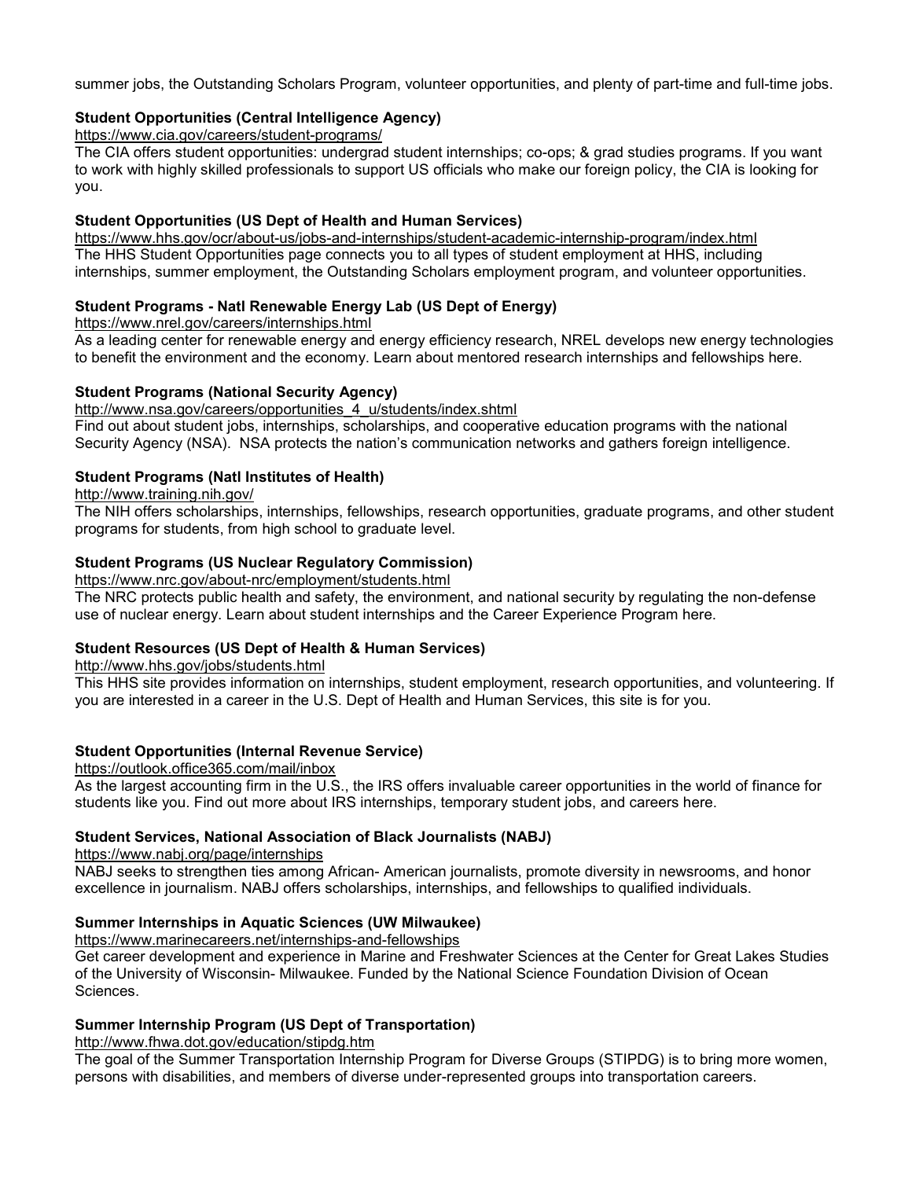summer jobs, the Outstanding Scholars Program, volunteer opportunities, and plenty of part-time and full-time jobs.

**Student Opportunities (Central Intelligence Agency)**
https://www.cia.gov/careers/student-programs/
The CIA offers student opportunities: undergrad student internships; co-ops; & grad studies programs. If you want to work with highly skilled professionals to support US officials who make our foreign policy, the CIA is looking for you.

**Student Opportunities (US Dept of Health and Human Services)**
https://www.hhs.gov/ocr/about-us/jobs-and-internships/student-academic-internship-program/index.html
The HHS Student Opportunities page connects you to all types of student employment at HHS, including internships, summer employment, the Outstanding Scholars employment program, and volunteer opportunities.

**Student Programs - Natl Renewable Energy Lab (US Dept of Energy)**
https://www.nrel.gov/careers/internships.html
As a leading center for renewable energy and energy efficiency research, NREL develops new energy technologies to benefit the environment and the economy. Learn about mentored research internships and fellowships here.

**Student Programs (National Security Agency)**
http://www.nsa.gov/careers/opportunities_4_u/students/index.shtml
Find out about student jobs, internships, scholarships, and cooperative education programs with the national Security Agency (NSA). NSA protects the nation's communication networks and gathers foreign intelligence.

**Student Programs (Natl Institutes of Health)**
http://www.training.nih.gov/
The NIH offers scholarships, internships, fellowships, research opportunities, graduate programs, and other student programs for students, from high school to graduate level.

**Student Programs (US Nuclear Regulatory Commission)**
https://www.nrc.gov/about-nrc/employment/students.html
The NRC protects public health and safety, the environment, and national security by regulating the non-defense use of nuclear energy. Learn about student internships and the Career Experience Program here.

**Student Resources (US Dept of Health & Human Services)**
http://www.hhs.gov/jobs/students.html
This HHS site provides information on internships, student employment, research opportunities, and volunteering. If you are interested in a career in the U.S. Dept of Health and Human Services, this site is for you.

**Student Opportunities (Internal Revenue Service)**
https://outlook.office365.com/mail/inbox
As the largest accounting firm in the U.S., the IRS offers invaluable career opportunities in the world of finance for students like you. Find out more about IRS internships, temporary student jobs, and careers here.

**Student Services, National Association of Black Journalists (NABJ)**
https://www.nabj.org/page/internships
NABJ seeks to strengthen ties among African- American journalists, promote diversity in newsrooms, and honor excellence in journalism. NABJ offers scholarships, internships, and fellowships to qualified individuals.

**Summer Internships in Aquatic Sciences (UW Milwaukee)**
https://www.marinecareers.net/internships-and-fellowships
Get career development and experience in Marine and Freshwater Sciences at the Center for Great Lakes Studies of the University of Wisconsin- Milwaukee. Funded by the National Science Foundation Division of Ocean Sciences.

**Summer Internship Program (US Dept of Transportation)**
http://www.fhwa.dot.gov/education/stipdg.htm
The goal of the Summer Transportation Internship Program for Diverse Groups (STIPDG) is to bring more women, persons with disabilities, and members of diverse under-represented groups into transportation careers.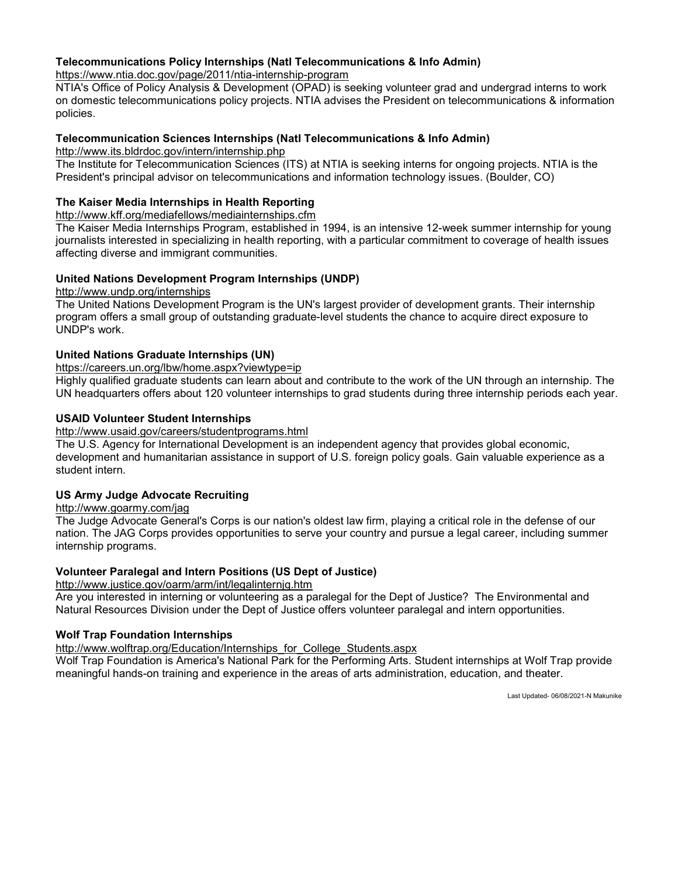**Telecommunications Policy Internships (Natl Telecommunications & Info Admin)**

https://www.ntia.doc.gov/page/2011/ntia-internship-program

NTIA's Office of Policy Analysis & Development (OPAD) is seeking volunteer grad and undergrad interns to work on domestic telecommunications policy projects. NTIA advises the President on telecommunications & information policies.

**Telecommunication Sciences Internships (Natl Telecommunications & Info Admin)**

http://www.its.bldrdoc.gov/intern/internship.php

The Institute for Telecommunication Sciences (ITS) at NTIA is seeking interns for ongoing projects. NTIA is the President's principal advisor on telecommunications and information technology issues. (Boulder, CO)

**The Kaiser Media Internships in Health Reporting**

http://www.kff.org/mediafellows/mediainternships.cfm

The Kaiser Media Internships Program, established in 1994, is an intensive 12-week summer internship for young journalists interested in specializing in health reporting, with a particular commitment to coverage of health issues affecting diverse and immigrant communities.

**United Nations Development Program Internships (UNDP)**

http://www.undp.org/internships

The United Nations Development Program is the UN's largest provider of development grants. Their internship program offers a small group of outstanding graduate-level students the chance to acquire direct exposure to UNDP's work.

**United Nations Graduate Internships (UN)**

https://careers.un.org/lbw/home.aspx?viewtype=ip

Highly qualified graduate students can learn about and contribute to the work of the UN through an internship. The UN headquarters offers about 120 volunteer internships to grad students during three internship periods each year.

**USAID Volunteer Student Internships**

http://www.usaid.gov/careers/studentprograms.html

The U.S. Agency for International Development is an independent agency that provides global economic, development and humanitarian assistance in support of U.S. foreign policy goals. Gain valuable experience as a student intern.

**US Army Judge Advocate Recruiting**

http://www.goarmy.com/jag

The Judge Advocate General's Corps is our nation's oldest law firm, playing a critical role in the defense of our nation. The JAG Corps provides opportunities to serve your country and pursue a legal career, including summer internship programs.

**Volunteer Paralegal and Intern Positions (US Dept of Justice)**

http://www.justice.gov/oarm/arm/int/legalinternjq.htm

Are you interested in interning or volunteering as a paralegal for the Dept of Justice? The Environmental and Natural Resources Division under the Dept of Justice offers volunteer paralegal and intern opportunities.

**Wolf Trap Foundation Internships**

http://www.wolftrap.org/Education/Internships_for_College_Students.aspx

Wolf Trap Foundation is America's National Park for the Performing Arts. Student internships at Wolf Trap provide meaningful hands-on training and experience in the areas of arts administration, education, and theater.

Last Updated- 06/08/2021-N Makunike